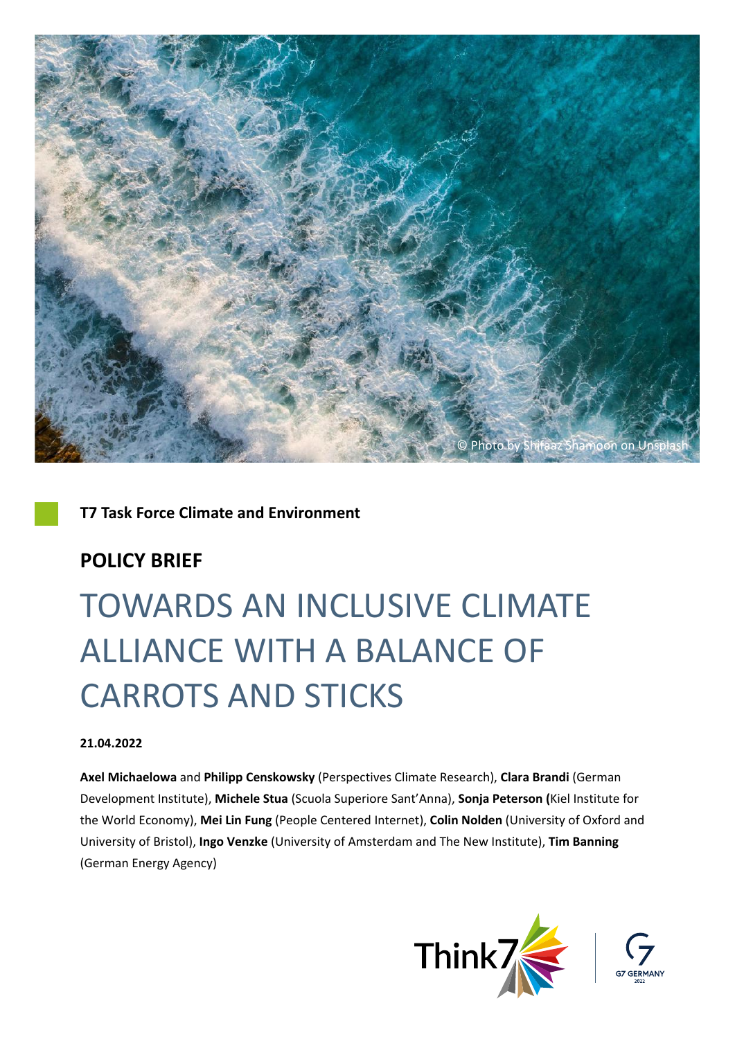© Photo by Shifaaz Shamoon on Unsplash

**T7 Task Force Climate and Environment**

**POLICY BRIEF**

# TOWARDS AN INCLUSIVE CLIMATE ALLIANCE WITH A BALANCE OF CARROTS AND STICKS

**21.04.2022**

**Axel Michaelowa** and **Philipp Censkowsky** (Perspectives Climate Research), **Clara Brandi** (German Development Institute), **Michele Stua** (Scuola Superiore Sant'Anna), **Sonja Peterson (**Kiel Institute for the World Economy), **Mei Lin Fung** (People Centered Internet), **Colin Nolden** (University of Oxford and University of Bristol), **Ingo Venzke** (University of Amsterdam and The New Institute), **Tim Banning** (German Energy Agency)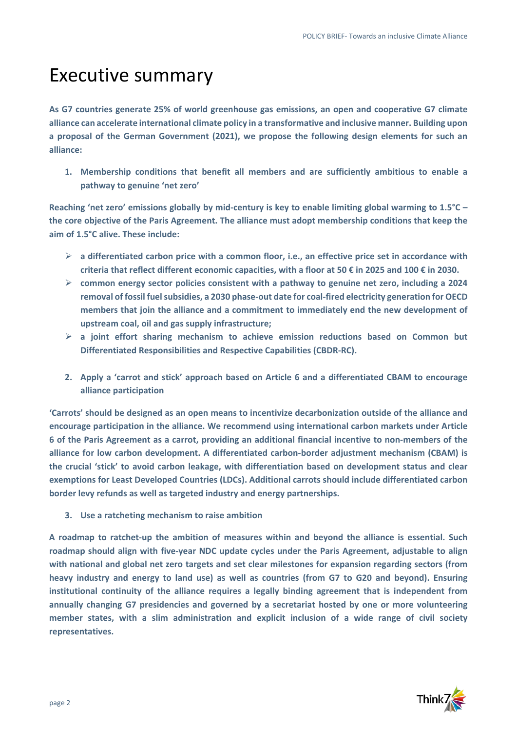# Executive summary

**As G7 countries generate 25% of world greenhouse gas emissions, an open and cooperative G7 climate alliance can accelerate international climate policy in a transformative and inclusive manner. Building upon a proposal of the German Government (2021), we propose the following design elements for such an alliance:**

1. **Membership conditions that benefit all members and are sufficiently ambitious to enable a pathway to genuine 'net zero'**

**Reaching 'net zero' emissions globally by mid-century is key to enable limiting global warming to 1.5°C – the core objective of the Paris Agreement. The alliance must adopt membership conditions that keep the aim of 1.5°C alive. These include:**

- **a differentiated carbon price with a common floor, i.e., an effective price set in accordance with criteria that reflect different economic capacities, with a floor at 50 € in 2025 and 100 € in 2030.**
- **common energy sector policies consistent with a pathway to genuine net zero, including a 2024 removal of fossil fuel subsidies, a 2030 phase-out date for coal-fired electricity generation for OECD members that join the alliance and a commitment to immediately end the new development of upstream coal, oil and gas supply infrastructure;**
- **a joint effort sharing mechanism to achieve emission reductions based on Common but Differentiated Responsibilities and Respective Capabilities (CBDR-RC).**

2. **Apply a 'carrot and stick' approach based on Article 6 and a differentiated CBAM to encourage alliance participation**

**'Carrots' should be designed as an open means to incentivize decarbonization outside of the alliance and encourage participation in the alliance. We recommend using international carbon markets under Article 6 of the Paris Agreement as a carrot, providing an additional financial incentive to non-members of the alliance for low carbon development. A differentiated carbon-border adjustment mechanism (CBAM) is the crucial 'stick' to avoid carbon leakage, with differentiation based on development status and clear exemptions for Least Developed Countries (LDCs). Additional carrots should include differentiated carbon border levy refunds as well as targeted industry and energy partnerships.**

3. **Use a ratcheting mechanism to raise ambition**

**A roadmap to ratchet-up the ambition of measures within and beyond the alliance is essential. Such roadmap should align with five-year NDC update cycles under the Paris Agreement, adjustable to align with national and global net zero targets and set clear milestones for expansion regarding sectors (from heavy industry and energy to land use) as well as countries (from G7 to G20 and beyond). Ensuring institutional continuity of the alliance requires a legally binding agreement that is independent from annually changing G7 presidencies and governed by a secretariat hosted by one or more volunteering member states, with a slim administration and explicit inclusion of a wide range of civil society representatives.**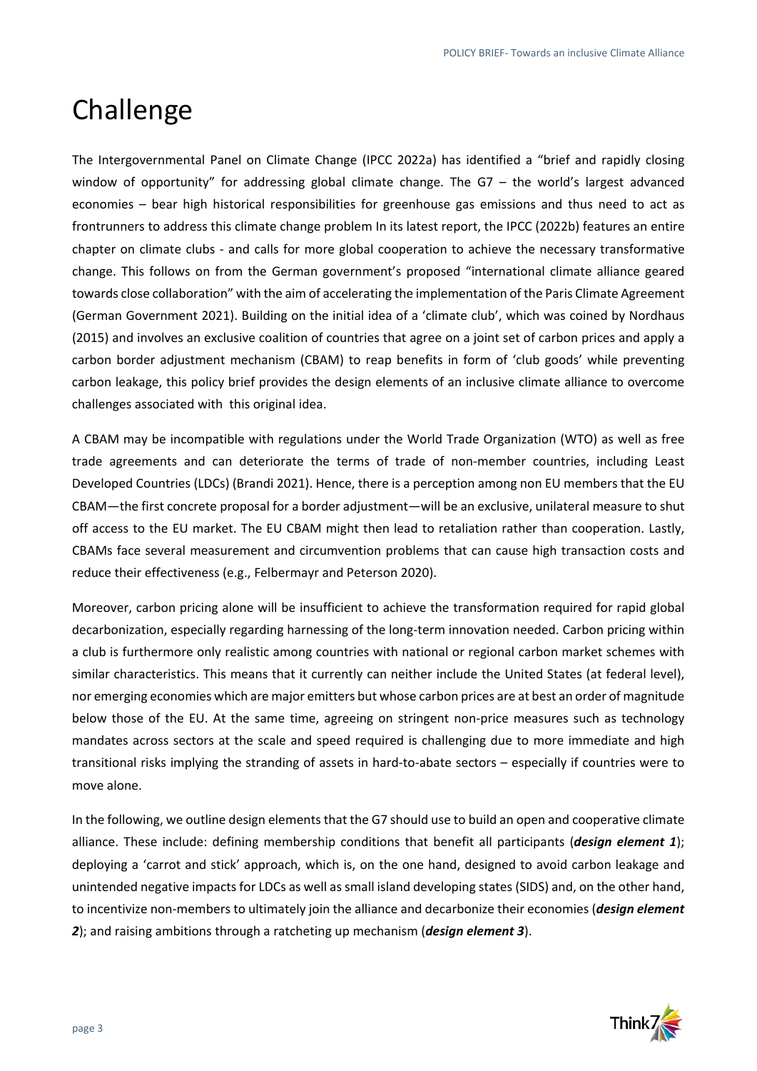# Challenge

The Intergovernmental Panel on Climate Change (IPCC 2022a) has identified a "brief and rapidly closing window of opportunity" for addressing global climate change. The G7 – the world's largest advanced economies – bear high historical responsibilities for greenhouse gas emissions and thus need to act as frontrunners to address this climate change problem In its latest report, the IPCC (2022b) features an entire chapter on climate clubs - and calls for more global cooperation to achieve the necessary transformative change. This follows on from the German government's proposed "international climate alliance geared towards close collaboration" with the aim of accelerating the implementation of the Paris Climate Agreement (German Government 2021). Building on the initial idea of a 'climate club', which was coined by Nordhaus (2015) and involves an exclusive coalition of countries that agree on a joint set of carbon prices and apply a carbon border adjustment mechanism (CBAM) to reap benefits in form of 'club goods' while preventing carbon leakage, this policy brief provides the design elements of an inclusive climate alliance to overcome challenges associated with this original idea.

A CBAM may be incompatible with regulations under the World Trade Organization (WTO) as well as free trade agreements and can deteriorate the terms of trade of non-member countries, including Least Developed Countries (LDCs) (Brandi 2021). Hence, there is a perception among non EU members that the EU CBAM—the first concrete proposal for a border adjustment—will be an exclusive, unilateral measure to shut off access to the EU market. The EU CBAM might then lead to retaliation rather than cooperation. Lastly, CBAMs face several measurement and circumvention problems that can cause high transaction costs and reduce their effectiveness (e.g., Felbermayr and Peterson 2020).

Moreover, carbon pricing alone will be insufficient to achieve the transformation required for rapid global decarbonization, especially regarding harnessing of the long-term innovation needed. Carbon pricing within a club is furthermore only realistic among countries with national or regional carbon market schemes with similar characteristics. This means that it currently can neither include the United States (at federal level), nor emerging economies which are major emitters but whose carbon prices are at best an order of magnitude below those of the EU. At the same time, agreeing on stringent non-price measures such as technology mandates across sectors at the scale and speed required is challenging due to more immediate and high transitional risks implying the stranding of assets in hard-to-abate sectors – especially if countries were to move alone.

In the following, we outline design elements that the G7 should use to build an open and cooperative climate alliance. These include: defining membership conditions that benefit all participants (***design element 1***); deploying a 'carrot and stick' approach, which is, on the one hand, designed to avoid carbon leakage and unintended negative impacts for LDCs as well as small island developing states (SIDS) and, on the other hand, to incentivize non-members to ultimately join the alliance and decarbonize their economies (***design element 2***); and raising ambitions through a ratcheting up mechanism (***design element 3***).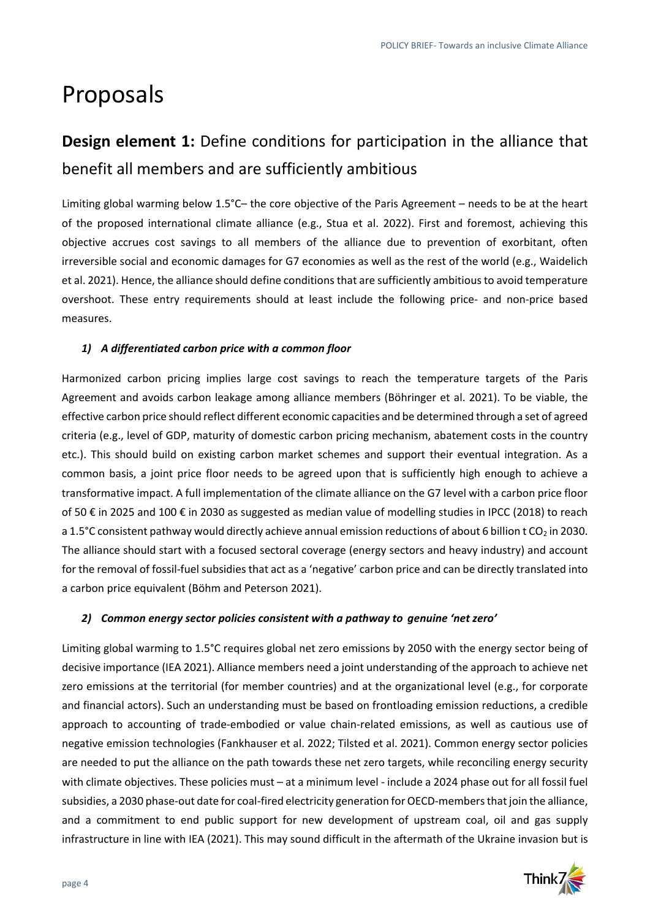# Proposals

## **Design element 1:** Define conditions for participation in the alliance that benefit all members and are sufficiently ambitious

Limiting global warming below 1.5°C– the core objective of the Paris Agreement – needs to be at the heart of the proposed international climate alliance (e.g., Stua et al. 2022). First and foremost, achieving this objective accrues cost savings to all members of the alliance due to prevention of exorbitant, often irreversible social and economic damages for G7 economies as well as the rest of the world (e.g., Waidelich et al. 2021). Hence, the alliance should define conditions that are sufficiently ambitious to avoid temperature overshoot. These entry requirements should at least include the following price- and non-price based measures.

### *1) A differentiated carbon price with a common floor*

Harmonized carbon pricing implies large cost savings to reach the temperature targets of the Paris Agreement and avoids carbon leakage among alliance members (Böhringer et al. 2021). To be viable, the effective carbon price should reflect different economic capacities and be determined through a set of agreed criteria (e.g., level of GDP, maturity of domestic carbon pricing mechanism, abatement costs in the country etc.). This should build on existing carbon market schemes and support their eventual integration. As a common basis, a joint price floor needs to be agreed upon that is sufficiently high enough to achieve a transformative impact. A full implementation of the climate alliance on the G7 level with a carbon price floor of 50 € in 2025 and 100 € in 2030 as suggested as median value of modelling studies in IPCC (2018) to reach a 1.5°C consistent pathway would directly achieve annual emission reductions of about 6 billion t $CO_2$ in 2030. The alliance should start with a focused sectoral coverage (energy sectors and heavy industry) and account for the removal of fossil-fuel subsidies that act as a 'negative' carbon price and can be directly translated into a carbon price equivalent (Böhm and Peterson 2021).

### *2) Common energy sector policies consistent with a pathway to genuine 'net zero'*

Limiting global warming to 1.5°C requires global net zero emissions by 2050 with the energy sector being of decisive importance (IEA 2021). Alliance members need a joint understanding of the approach to achieve net zero emissions at the territorial (for member countries) and at the organizational level (e.g., for corporate and financial actors). Such an understanding must be based on frontloading emission reductions, a credible approach to accounting of trade-embodied or value chain-related emissions, as well as cautious use of negative emission technologies (Fankhauser et al. 2022; Tilsted et al. 2021). Common energy sector policies are needed to put the alliance on the path towards these net zero targets, while reconciling energy security with climate objectives. These policies must – at a minimum level - include a 2024 phase out for all fossil fuel subsidies, a 2030 phase-out date for coal-fired electricity generation for OECD-members that join the alliance, and a commitment to end public support for new development of upstream coal, oil and gas supply infrastructure in line with IEA (2021). This may sound difficult in the aftermath of the Ukraine invasion but is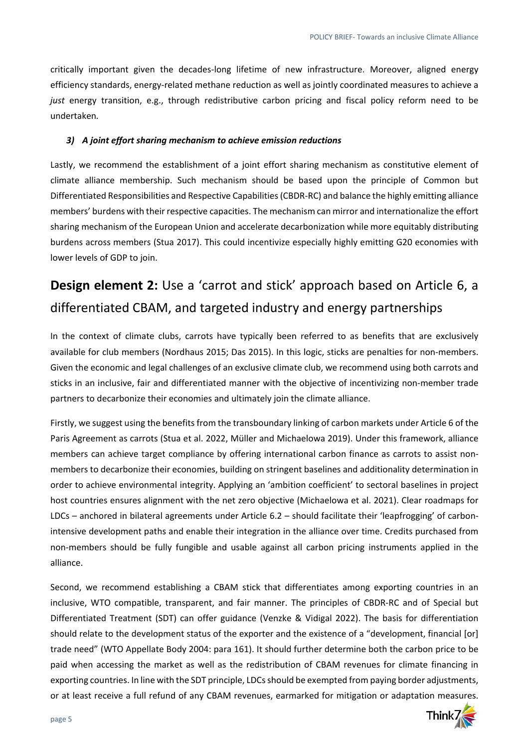critically important given the decades-long lifetime of new infrastructure. Moreover, aligned energy efficiency standards, energy-related methane reduction as well as jointly coordinated measures to achieve a *just* energy transition, e.g., through redistributive carbon pricing and fiscal policy reform need to be undertaken.

### *3) A joint effort sharing mechanism to achieve emission reductions*

Lastly, we recommend the establishment of a joint effort sharing mechanism as constitutive element of climate alliance membership. Such mechanism should be based upon the principle of Common but Differentiated Responsibilities and Respective Capabilities (CBDR-RC) and balance the highly emitting alliance members' burdens with their respective capacities. The mechanism can mirror and internationalize the effort sharing mechanism of the European Union and accelerate decarbonization while more equitably distributing burdens across members (Stua 2017). This could incentivize especially highly emitting G20 economies with lower levels of GDP to join.

## **Design element 2:** Use a 'carrot and stick' approach based on Article 6, a differentiated CBAM, and targeted industry and energy partnerships

In the context of climate clubs, carrots have typically been referred to as benefits that are exclusively available for club members (Nordhaus 2015; Das 2015). In this logic, sticks are penalties for non-members. Given the economic and legal challenges of an exclusive climate club, we recommend using both carrots and sticks in an inclusive, fair and differentiated manner with the objective of incentivizing non-member trade partners to decarbonize their economies and ultimately join the climate alliance.

Firstly, we suggest using the benefits from the transboundary linking of carbon markets under Article 6 of the Paris Agreement as carrots (Stua et al. 2022, Müller and Michaelowa 2019). Under this framework, alliance members can achieve target compliance by offering international carbon finance as carrots to assist non-members to decarbonize their economies, building on stringent baselines and additionality determination in order to achieve environmental integrity. Applying an 'ambition coefficient' to sectoral baselines in project host countries ensures alignment with the net zero objective (Michaelowa et al. 2021). Clear roadmaps for LDCs – anchored in bilateral agreements under Article 6.2 – should facilitate their 'leapfrogging' of carbon-intensive development paths and enable their integration in the alliance over time. Credits purchased from non-members should be fully fungible and usable against all carbon pricing instruments applied in the alliance.

Second, we recommend establishing a CBAM stick that differentiates among exporting countries in an inclusive, WTO compatible, transparent, and fair manner. The principles of CBDR-RC and of Special but Differentiated Treatment (SDT) can offer guidance (Venzke & Vidigal 2022). The basis for differentiation should relate to the development status of the exporter and the existence of a "development, financial [or] trade need" (WTO Appellate Body 2004: para 161). It should further determine both the carbon price to be paid when accessing the market as well as the redistribution of CBAM revenues for climate financing in exporting countries. In line with the SDT principle, LDCs should be exempted from paying border adjustments, or at least receive a full refund of any CBAM revenues, earmarked for mitigation or adaptation measures.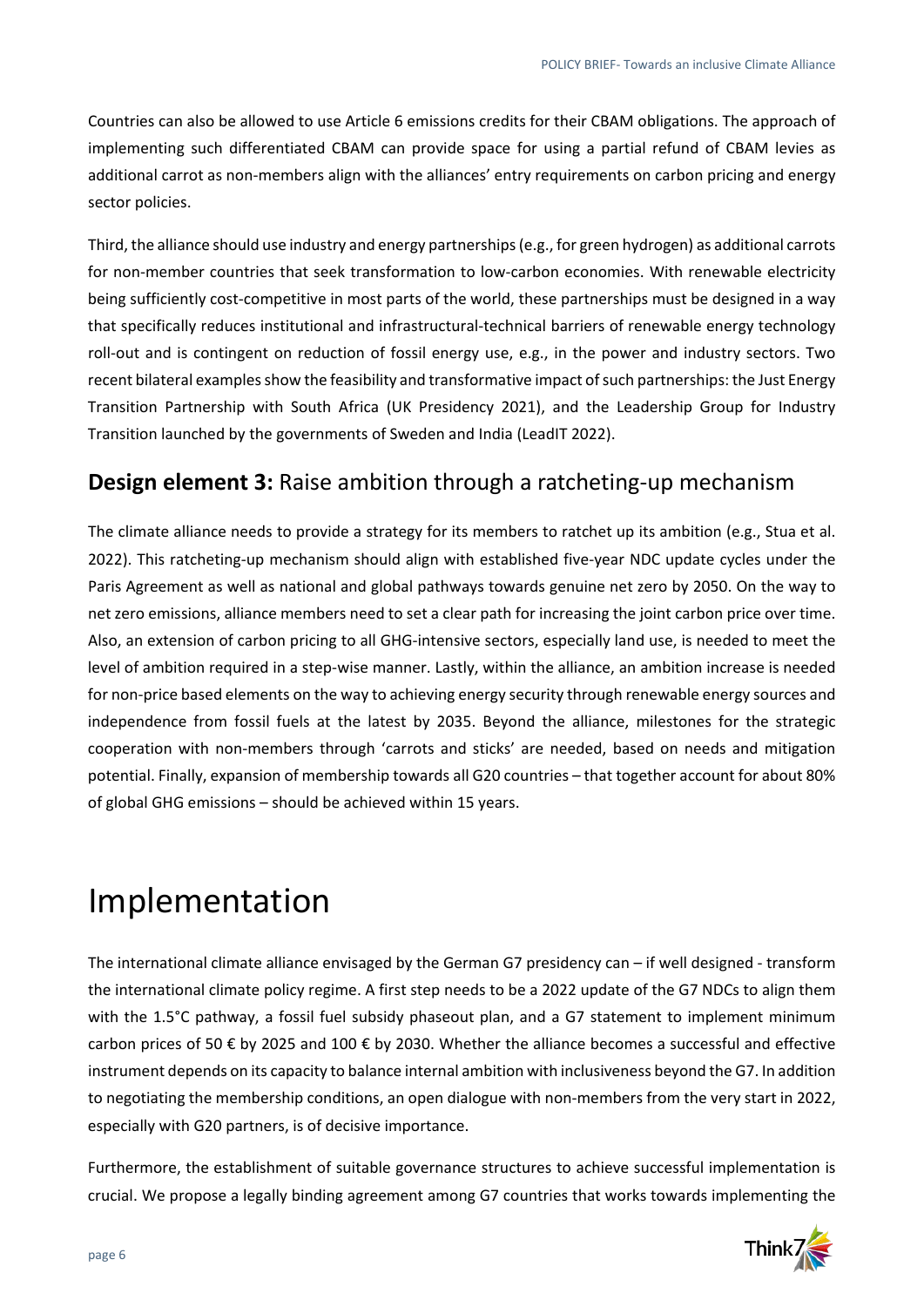Countries can also be allowed to use Article 6 emissions credits for their CBAM obligations. The approach of implementing such differentiated CBAM can provide space for using a partial refund of CBAM levies as additional carrot as non-members align with the alliances' entry requirements on carbon pricing and energy sector policies.

Third, the alliance should use industry and energy partnerships (e.g., for green hydrogen) as additional carrots for non-member countries that seek transformation to low-carbon economies. With renewable electricity being sufficiently cost-competitive in most parts of the world, these partnerships must be designed in a way that specifically reduces institutional and infrastructural-technical barriers of renewable energy technology roll-out and is contingent on reduction of fossil energy use, e.g., in the power and industry sectors. Two recent bilateral examples show the feasibility and transformative impact of such partnerships: the Just Energy Transition Partnership with South Africa (UK Presidency 2021), and the Leadership Group for Industry Transition launched by the governments of Sweden and India (LeadIT 2022).

## **Design element 3:** Raise ambition through a ratcheting-up mechanism

The climate alliance needs to provide a strategy for its members to ratchet up its ambition (e.g., Stua et al. 2022). This ratcheting-up mechanism should align with established five-year NDC update cycles under the Paris Agreement as well as national and global pathways towards genuine net zero by 2050. On the way to net zero emissions, alliance members need to set a clear path for increasing the joint carbon price over time. Also, an extension of carbon pricing to all GHG-intensive sectors, especially land use, is needed to meet the level of ambition required in a step-wise manner. Lastly, within the alliance, an ambition increase is needed for non-price based elements on the way to achieving energy security through renewable energy sources and independence from fossil fuels at the latest by 2035. Beyond the alliance, milestones for the strategic cooperation with non-members through 'carrots and sticks' are needed, based on needs and mitigation potential. Finally, expansion of membership towards all G20 countries – that together account for about 80% of global GHG emissions – should be achieved within 15 years.

# Implementation

The international climate alliance envisaged by the German G7 presidency can – if well designed - transform the international climate policy regime. A first step needs to be a 2022 update of the G7 NDCs to align them with the 1.5°C pathway, a fossil fuel subsidy phaseout plan, and a G7 statement to implement minimum carbon prices of 50 € by 2025 and 100 € by 2030. Whether the alliance becomes a successful and effective instrument depends on its capacity to balance internal ambition with inclusiveness beyond the G7. In addition to negotiating the membership conditions, an open dialogue with non-members from the very start in 2022, especially with G20 partners, is of decisive importance.

Furthermore, the establishment of suitable governance structures to achieve successful implementation is crucial. We propose a legally binding agreement among G7 countries that works towards implementing the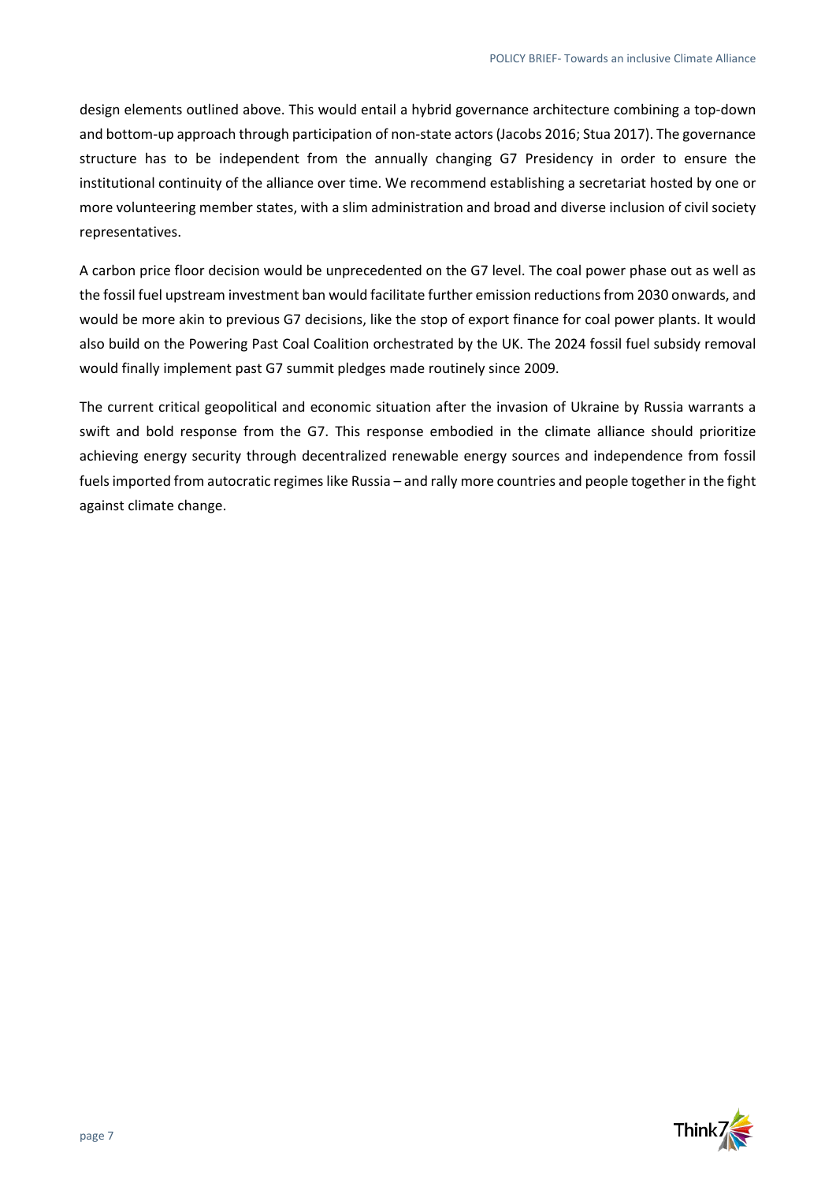design elements outlined above. This would entail a hybrid governance architecture combining a top-down and bottom-up approach through participation of non-state actors (Jacobs 2016; Stua 2017). The governance structure has to be independent from the annually changing G7 Presidency in order to ensure the institutional continuity of the alliance over time. We recommend establishing a secretariat hosted by one or more volunteering member states, with a slim administration and broad and diverse inclusion of civil society representatives.

A carbon price floor decision would be unprecedented on the G7 level. The coal power phase out as well as the fossil fuel upstream investment ban would facilitate further emission reductions from 2030 onwards, and would be more akin to previous G7 decisions, like the stop of export finance for coal power plants. It would also build on the Powering Past Coal Coalition orchestrated by the UK. The 2024 fossil fuel subsidy removal would finally implement past G7 summit pledges made routinely since 2009.

The current critical geopolitical and economic situation after the invasion of Ukraine by Russia warrants a swift and bold response from the G7. This response embodied in the climate alliance should prioritize achieving energy security through decentralized renewable energy sources and independence from fossil fuels imported from autocratic regimes like Russia – and rally more countries and people together in the fight against climate change.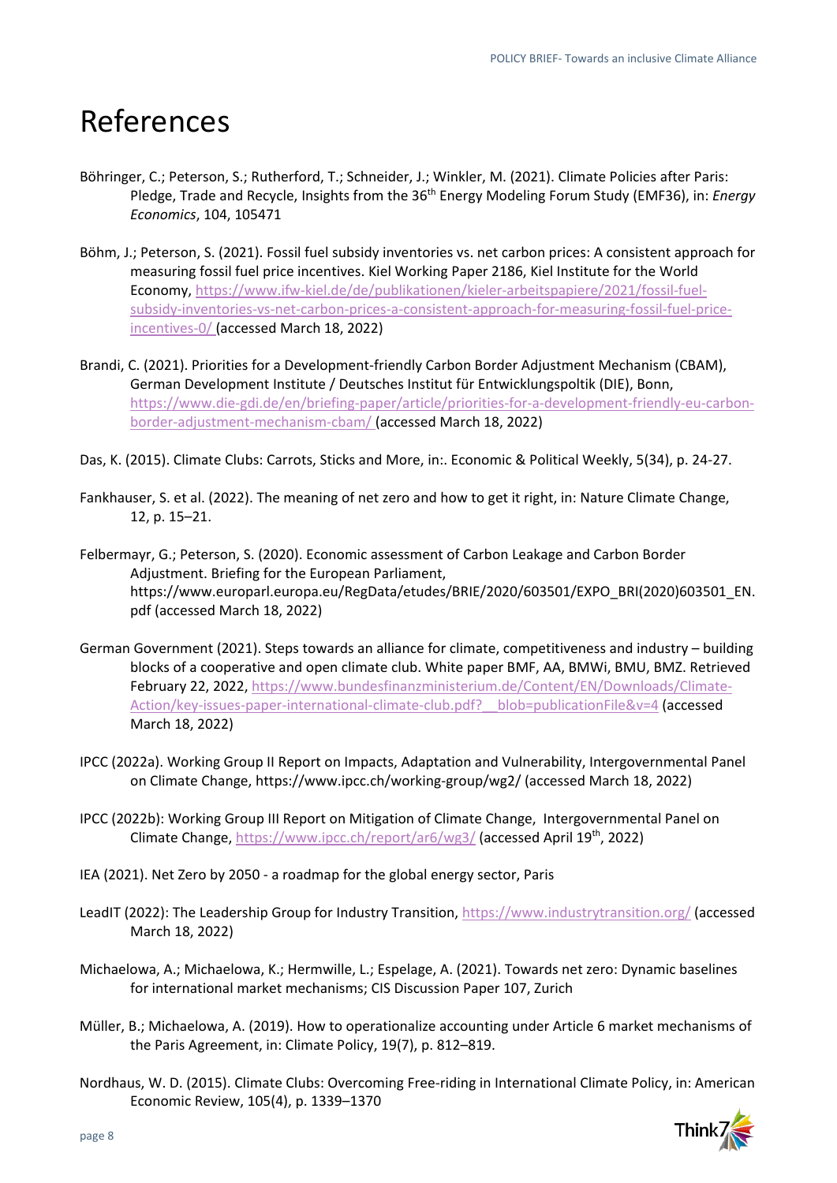# References

Böhringer, C.; Peterson, S.; Rutherford, T.; Schneider, J.; Winkler, M. (2021). Climate Policies after Paris: Pledge, Trade and Recycle, Insights from the 36th Energy Modeling Forum Study (EMF36), in: *Energy Economics*, 104, 105471

Böhm, J.; Peterson, S. (2021). Fossil fuel subsidy inventories vs. net carbon prices: A consistent approach for measuring fossil fuel price incentives. Kiel Working Paper 2186, Kiel Institute for the World Economy, https://www.ifw-kiel.de/de/publikationen/kieler-arbeitspapiere/2021/fossil-fuel-subsidy-inventories-vs-net-carbon-prices-a-consistent-approach-for-measuring-fossil-fuel-price-incentives-0/ (accessed March 18, 2022)

Brandi, C. (2021). Priorities for a Development-friendly Carbon Border Adjustment Mechanism (CBAM), German Development Institute / Deutsches Institut für Entwicklungspoltik (DIE), Bonn, https://www.die-gdi.de/en/briefing-paper/article/priorities-for-a-development-friendly-eu-carbon-border-adjustment-mechanism-cbam/ (accessed March 18, 2022)

Das, K. (2015). Climate Clubs: Carrots, Sticks and More, in:. Economic & Political Weekly, 5(34), p. 24-27.

Fankhauser, S. et al. (2022). The meaning of net zero and how to get it right, in: Nature Climate Change, 12, p. 15–21.

Felbermayr, G.; Peterson, S. (2020). Economic assessment of Carbon Leakage and Carbon Border Adjustment. Briefing for the European Parliament, https://www.europarl.europa.eu/RegData/etudes/BRIE/2020/603501/EXPO_BRI(2020)603501_EN.pdf (accessed March 18, 2022)

German Government (2021). Steps towards an alliance for climate, competitiveness and industry – building blocks of a cooperative and open climate club. White paper BMF, AA, BMWi, BMU, BMZ. Retrieved February 22, 2022, https://www.bundesfinanzministerium.de/Content/EN/Downloads/Climate-Action/key-issues-paper-international-climate-club.pdf?__blob=publicationFile&v=4 (accessed March 18, 2022)

IPCC (2022a). Working Group II Report on Impacts, Adaptation and Vulnerability, Intergovernmental Panel on Climate Change, https://www.ipcc.ch/working-group/wg2/ (accessed March 18, 2022)

IPCC (2022b): Working Group III Report on Mitigation of Climate Change, Intergovernmental Panel on Climate Change, https://www.ipcc.ch/report/ar6/wg3/ (accessed April 19th, 2022)

IEA (2021). Net Zero by 2050 - a roadmap for the global energy sector, Paris

LeadIT (2022): The Leadership Group for Industry Transition, https://www.industrytransition.org/ (accessed March 18, 2022)

Michaelowa, A.; Michaelowa, K.; Hermwille, L.; Espelage, A. (2021). Towards net zero: Dynamic baselines for international market mechanisms; CIS Discussion Paper 107, Zurich

Müller, B.; Michaelowa, A. (2019). How to operationalize accounting under Article 6 market mechanisms of the Paris Agreement, in: Climate Policy, 19(7), p. 812–819.

Nordhaus, W. D. (2015). Climate Clubs: Overcoming Free-riding in International Climate Policy, in: American Economic Review, 105(4), p. 1339–1370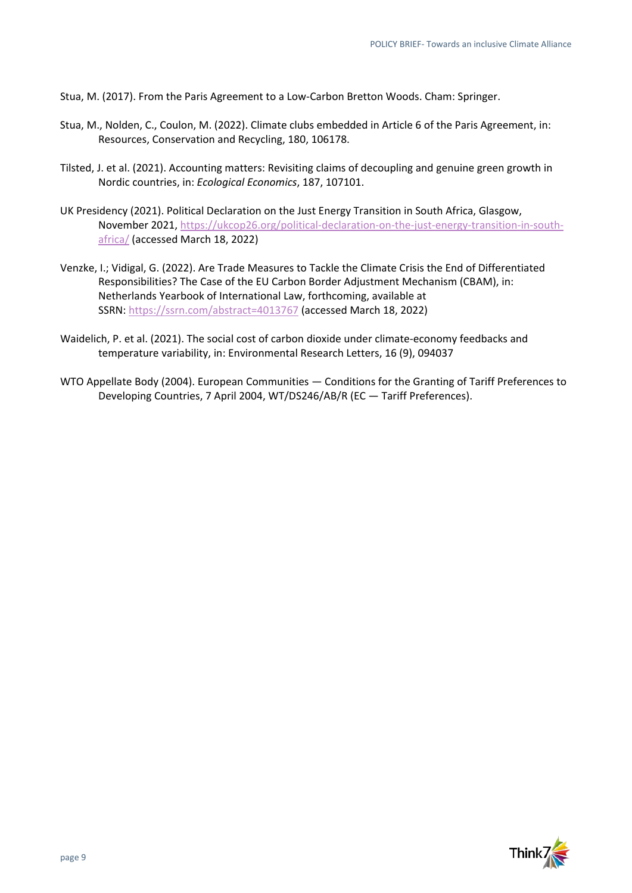Stua, M. (2017). From the Paris Agreement to a Low-Carbon Bretton Woods. Cham: Springer.

Stua, M., Nolden, C., Coulon, M. (2022). Climate clubs embedded in Article 6 of the Paris Agreement, in: Resources, Conservation and Recycling, 180, 106178.

Tilsted, J. et al. (2021). Accounting matters: Revisiting claims of decoupling and genuine green growth in Nordic countries, in: *Ecological Economics*, 187, 107101.

UK Presidency (2021). Political Declaration on the Just Energy Transition in South Africa, Glasgow, November 2021, https://ukcop26.org/political-declaration-on-the-just-energy-transition-in-south-africa/ (accessed March 18, 2022)

Venzke, I.; Vidigal, G. (2022). Are Trade Measures to Tackle the Climate Crisis the End of Differentiated Responsibilities? The Case of the EU Carbon Border Adjustment Mechanism (CBAM), in: Netherlands Yearbook of International Law, forthcoming, available at SSRN: https://ssrn.com/abstract=4013767 (accessed March 18, 2022)

Waidelich, P. et al. (2021). The social cost of carbon dioxide under climate-economy feedbacks and temperature variability, in: Environmental Research Letters, 16 (9), 094037

WTO Appellate Body (2004). European Communities — Conditions for the Granting of Tariff Preferences to Developing Countries, 7 April 2004, WT/DS246/AB/R (EC — Tariff Preferences).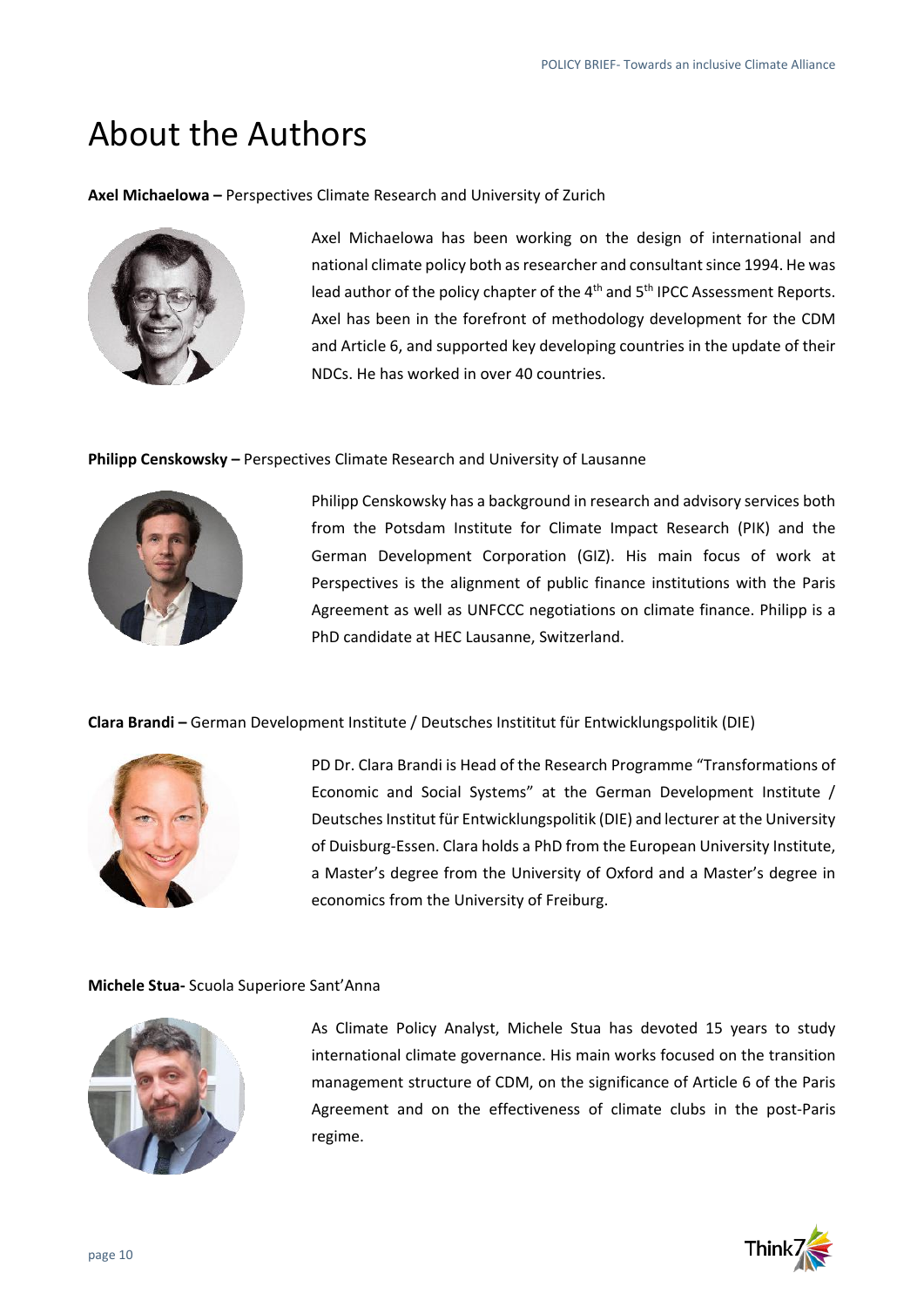# About the Authors

**Axel Michaelowa –** Perspectives Climate Research and University of Zurich

Axel Michaelowa has been working on the design of international and national climate policy both as researcher and consultant since 1994. He was lead author of the policy chapter of the 4th and 5th IPCC Assessment Reports. Axel has been in the forefront of methodology development for the CDM and Article 6, and supported key developing countries in the update of their NDCs. He has worked in over 40 countries.

**Philipp Censkowsky –** Perspectives Climate Research and University of Lausanne

Philipp Censkowsky has a background in research and advisory services both from the Potsdam Institute for Climate Impact Research (PIK) and the German Development Corporation (GIZ). His main focus of work at Perspectives is the alignment of public finance institutions with the Paris Agreement as well as UNFCCC negotiations on climate finance. Philipp is a PhD candidate at HEC Lausanne, Switzerland.

**Clara Brandi –** German Development Institute / Deutsches Instititut für Entwicklungspolitik (DIE)

PD Dr. Clara Brandi is Head of the Research Programme "Transformations of Economic and Social Systems" at the German Development Institute / Deutsches Institut für Entwicklungspolitik (DIE) and lecturer at the University of Duisburg-Essen. Clara holds a PhD from the European University Institute, a Master's degree from the University of Oxford and a Master's degree in economics from the University of Freiburg.

**Michele Stua-** Scuola Superiore Sant'Anna

As Climate Policy Analyst, Michele Stua has devoted 15 years to study international climate governance. His main works focused on the transition management structure of CDM, on the significance of Article 6 of the Paris Agreement and on the effectiveness of climate clubs in the post-Paris regime.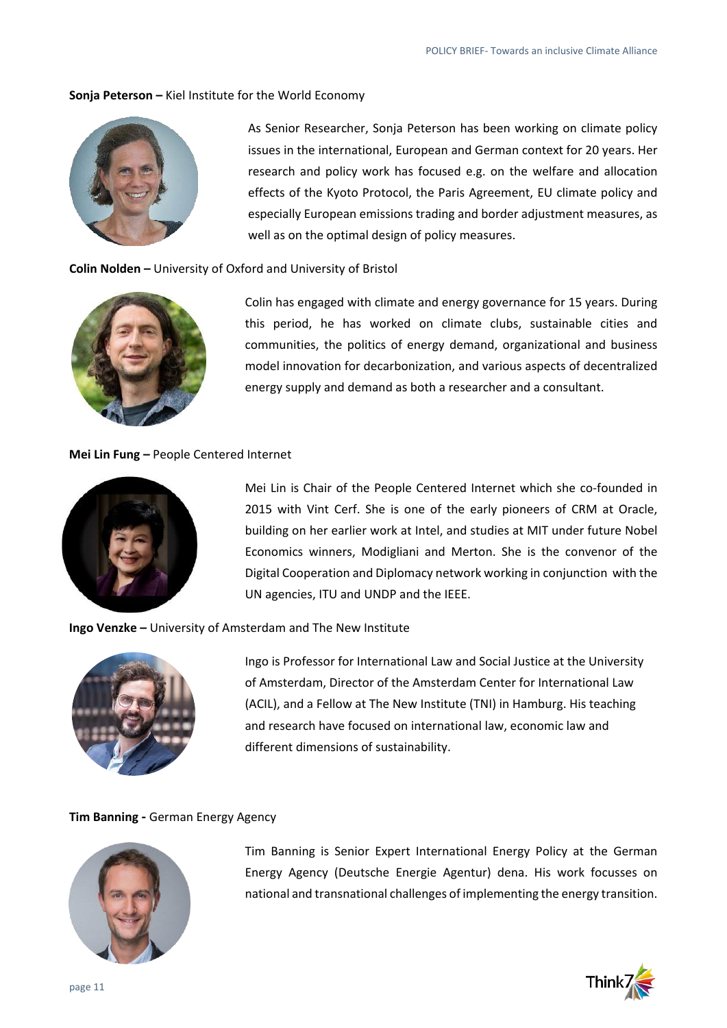**Sonja Peterson –** Kiel Institute for the World Economy

As Senior Researcher, Sonja Peterson has been working on climate policy issues in the international, European and German context for 20 years. Her research and policy work has focused e.g. on the welfare and allocation effects of the Kyoto Protocol, the Paris Agreement, EU climate policy and especially European emissions trading and border adjustment measures, as well as on the optimal design of policy measures.

**Colin Nolden –** University of Oxford and University of Bristol

Colin has engaged with climate and energy governance for 15 years. During this period, he has worked on climate clubs, sustainable cities and communities, the politics of energy demand, organizational and business model innovation for decarbonization, and various aspects of decentralized energy supply and demand as both a researcher and a consultant.

**Mei Lin Fung –** People Centered Internet

Mei Lin is Chair of the People Centered Internet which she co-founded in 2015 with Vint Cerf. She is one of the early pioneers of CRM at Oracle, building on her earlier work at Intel, and studies at MIT under future Nobel Economics winners, Modigliani and Merton. She is the convenor of the Digital Cooperation and Diplomacy network working in conjunction with the UN agencies, ITU and UNDP and the IEEE.

**Ingo Venzke –** University of Amsterdam and The New Institute

Ingo is Professor for International Law and Social Justice at the University of Amsterdam, Director of the Amsterdam Center for International Law (ACIL), and a Fellow at The New Institute (TNI) in Hamburg. His teaching and research have focused on international law, economic law and different dimensions of sustainability.

**Tim Banning -** German Energy Agency

Tim Banning is Senior Expert International Energy Policy at the German Energy Agency (Deutsche Energie Agentur) dena. His work focusses on national and transnational challenges of implementing the energy transition.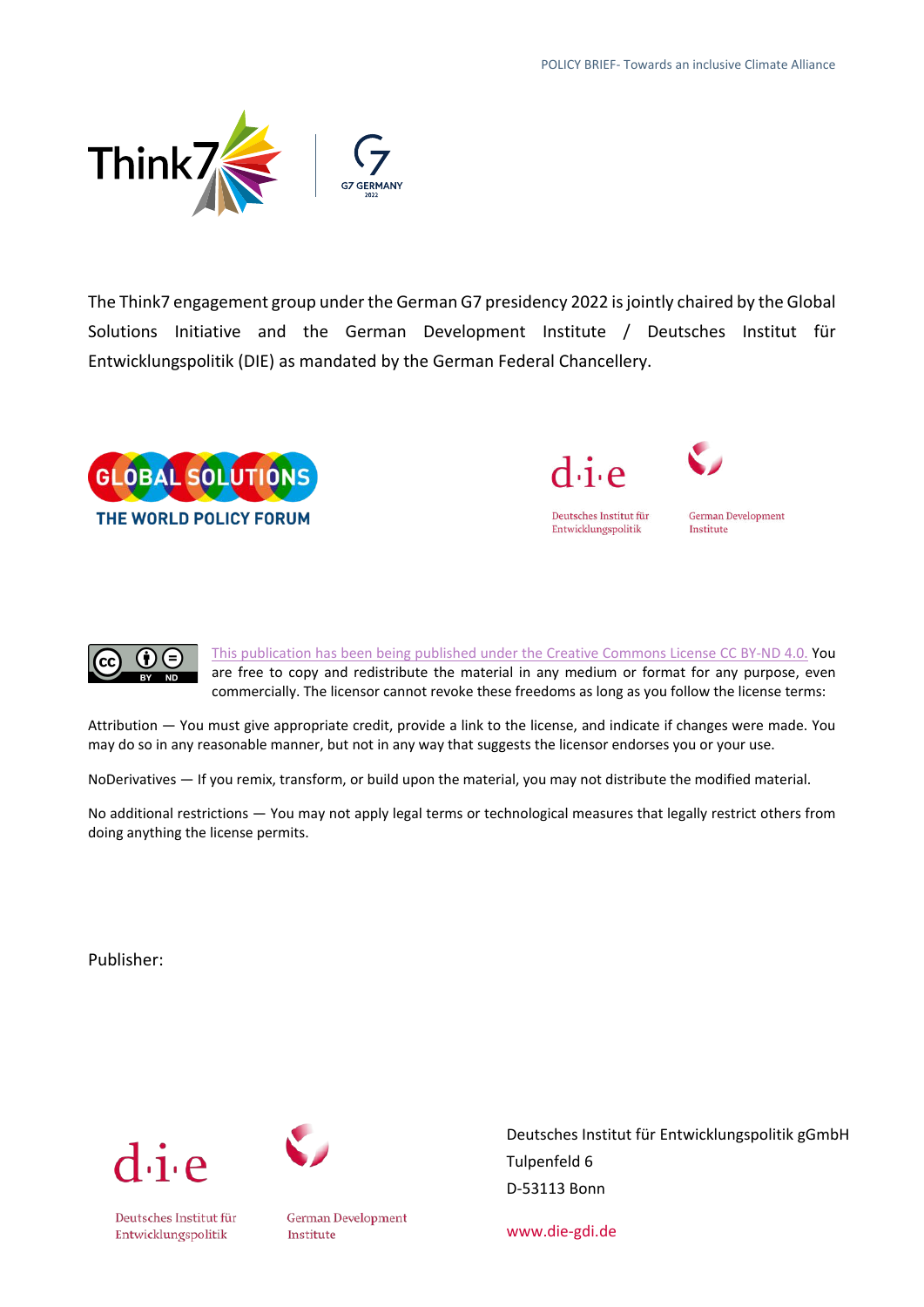The Think7 engagement group under the German G7 presidency 2022 is jointly chaired by the Global Solutions Initiative and the German Development Institute / Deutsches Institut für Entwicklungspolitik (DIE) as mandated by the German Federal Chancellery.

This publication has been being published under the Creative Commons License CC BY-ND 4.0. You are free to copy and redistribute the material in any medium or format for any purpose, even commercially. The licensor cannot revoke these freedoms as long as you follow the license terms:

Attribution — You must give appropriate credit, provide a link to the license, and indicate if changes were made. You may do so in any reasonable manner, but not in any way that suggests the licensor endorses you or your use.

NoDerivatives — If you remix, transform, or build upon the material, you may not distribute the modified material.

No additional restrictions — You may not apply legal terms or technological measures that legally restrict others from doing anything the license permits.

Publisher:

Deutsches Institut für Entwicklungspolitik gGmbH
Tulpenfeld 6
D-53113 Bonn

www.die-gdi.de